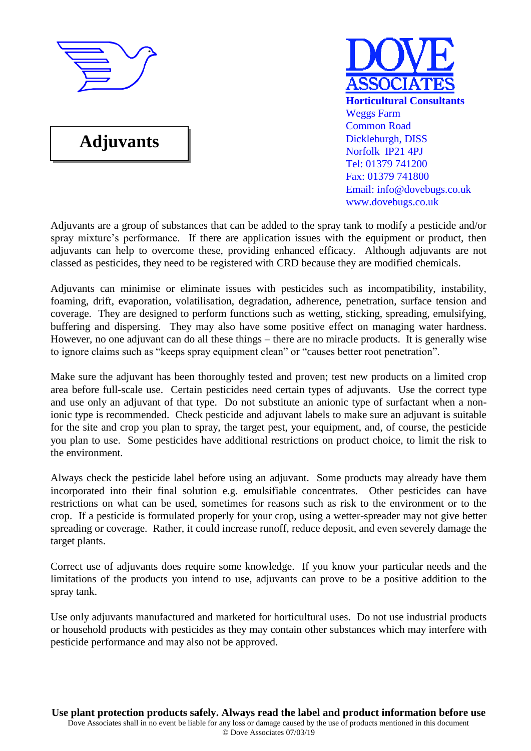**DOVE ASSOCIATES**

**Horticultural Consultants**
Weggs Farm
Common Road
Dickleburgh, DISS
Norfolk IP21 4PJ
Tel: 01379 741200
Fax: 01379 741800
Email: info@dovebugs.co.uk
www.dovebugs.co.uk

# Adjuvants

Adjuvants are a group of substances that can be added to the spray tank to modify a pesticide and/or spray mixture's performance. If there are application issues with the equipment or product, then adjuvants can help to overcome these, providing enhanced efficacy. Although adjuvants are not classed as pesticides, they need to be registered with CRD because they are modified chemicals.

Adjuvants can minimise or eliminate issues with pesticides such as incompatibility, instability, foaming, drift, evaporation, volatilisation, degradation, adherence, penetration, surface tension and coverage. They are designed to perform functions such as wetting, sticking, spreading, emulsifying, buffering and dispersing. They may also have some positive effect on managing water hardness. However, no one adjuvant can do all these things – there are no miracle products. It is generally wise to ignore claims such as "keeps spray equipment clean" or "causes better root penetration".

Make sure the adjuvant has been thoroughly tested and proven; test new products on a limited crop area before full-scale use. Certain pesticides need certain types of adjuvants. Use the correct type and use only an adjuvant of that type. Do not substitute an anionic type of surfactant when a non-ionic type is recommended. Check pesticide and adjuvant labels to make sure an adjuvant is suitable for the site and crop you plan to spray, the target pest, your equipment, and, of course, the pesticide you plan to use. Some pesticides have additional restrictions on product choice, to limit the risk to the environment.

Always check the pesticide label before using an adjuvant. Some products may already have them incorporated into their final solution e.g. emulsifiable concentrates. Other pesticides can have restrictions on what can be used, sometimes for reasons such as risk to the environment or to the crop. If a pesticide is formulated properly for your crop, using a wetter-spreader may not give better spreading or coverage. Rather, it could increase runoff, reduce deposit, and even severely damage the target plants.

Correct use of adjuvants does require some knowledge. If you know your particular needs and the limitations of the products you intend to use, adjuvants can prove to be a positive addition to the spray tank.

Use only adjuvants manufactured and marketed for horticultural uses. Do not use industrial products or household products with pesticides as they may contain other substances which may interfere with pesticide performance and may also not be approved.

**Use plant protection products safely. Always read the label and product information before use**

Dove Associates shall in no event be liable for any loss or damage caused by the use of products mentioned in this document

© Dove Associates 07/03/19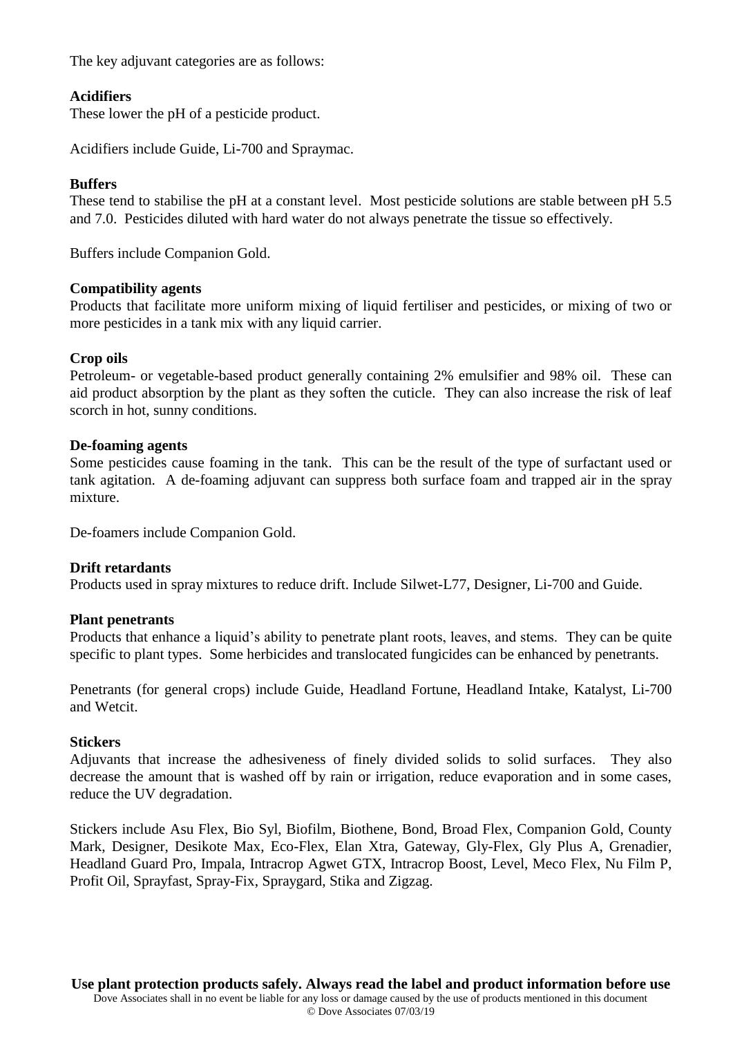The key adjuvant categories are as follows:

**Acidifiers**
These lower the pH of a pesticide product.

Acidifiers include Guide, Li-700 and Spraymac.

**Buffers**
These tend to stabilise the pH at a constant level. Most pesticide solutions are stable between pH 5.5 and 7.0. Pesticides diluted with hard water do not always penetrate the tissue so effectively.

Buffers include Companion Gold.

**Compatibility agents**
Products that facilitate more uniform mixing of liquid fertiliser and pesticides, or mixing of two or more pesticides in a tank mix with any liquid carrier.

**Crop oils**
Petroleum- or vegetable-based product generally containing 2% emulsifier and 98% oil. These can aid product absorption by the plant as they soften the cuticle. They can also increase the risk of leaf scorch in hot, sunny conditions.

**De-foaming agents**
Some pesticides cause foaming in the tank. This can be the result of the type of surfactant used or tank agitation. A de-foaming adjuvant can suppress both surface foam and trapped air in the spray mixture.

De-foamers include Companion Gold.

**Drift retardants**
Products used in spray mixtures to reduce drift. Include Silwet-L77, Designer, Li-700 and Guide.

**Plant penetrants**
Products that enhance a liquid's ability to penetrate plant roots, leaves, and stems. They can be quite specific to plant types. Some herbicides and translocated fungicides can be enhanced by penetrants.

Penetrants (for general crops) include Guide, Headland Fortune, Headland Intake, Katalyst, Li-700 and Wetcit.

**Stickers**
Adjuvants that increase the adhesiveness of finely divided solids to solid surfaces. They also decrease the amount that is washed off by rain or irrigation, reduce evaporation and in some cases, reduce the UV degradation.

Stickers include Asu Flex, Bio Syl, Biofilm, Biothene, Bond, Broad Flex, Companion Gold, County Mark, Designer, Desikote Max, Eco-Flex, Elan Xtra, Gateway, Gly-Flex, Gly Plus A, Grenadier, Headland Guard Pro, Impala, Intracrop Agwet GTX, Intracrop Boost, Level, Meco Flex, Nu Film P, Profit Oil, Sprayfast, Spray-Fix, Spraygard, Stika and Zigzag.

**Use plant protection products safely. Always read the label and product information before use**
Dove Associates shall in no event be liable for any loss or damage caused by the use of products mentioned in this document
© Dove Associates 07/03/19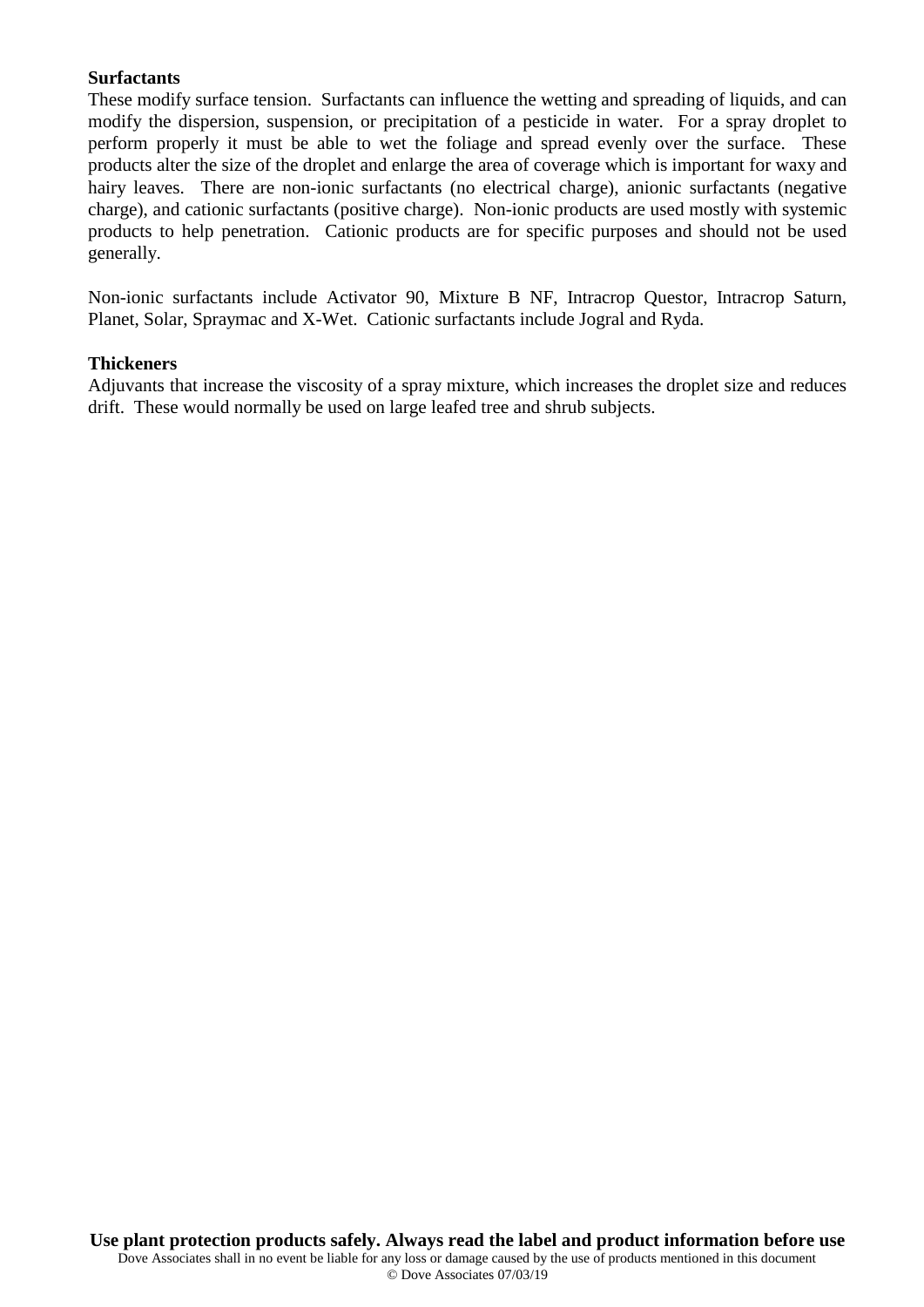**Surfactants**

These modify surface tension. Surfactants can influence the wetting and spreading of liquids, and can modify the dispersion, suspension, or precipitation of a pesticide in water. For a spray droplet to perform properly it must be able to wet the foliage and spread evenly over the surface. These products alter the size of the droplet and enlarge the area of coverage which is important for waxy and hairy leaves. There are non-ionic surfactants (no electrical charge), anionic surfactants (negative charge), and cationic surfactants (positive charge). Non-ionic products are used mostly with systemic products to help penetration. Cationic products are for specific purposes and should not be used generally.

Non-ionic surfactants include Activator 90, Mixture B NF, Intracrop Questor, Intracrop Saturn, Planet, Solar, Spraymac and X-Wet. Cationic surfactants include Jogral and Ryda.

**Thickeners**

Adjuvants that increase the viscosity of a spray mixture, which increases the droplet size and reduces drift. These would normally be used on large leafed tree and shrub subjects.

**Use plant protection products safely. Always read the label and product information before use**

Dove Associates shall in no event be liable for any loss or damage caused by the use of products mentioned in this document

© Dove Associates 07/03/19